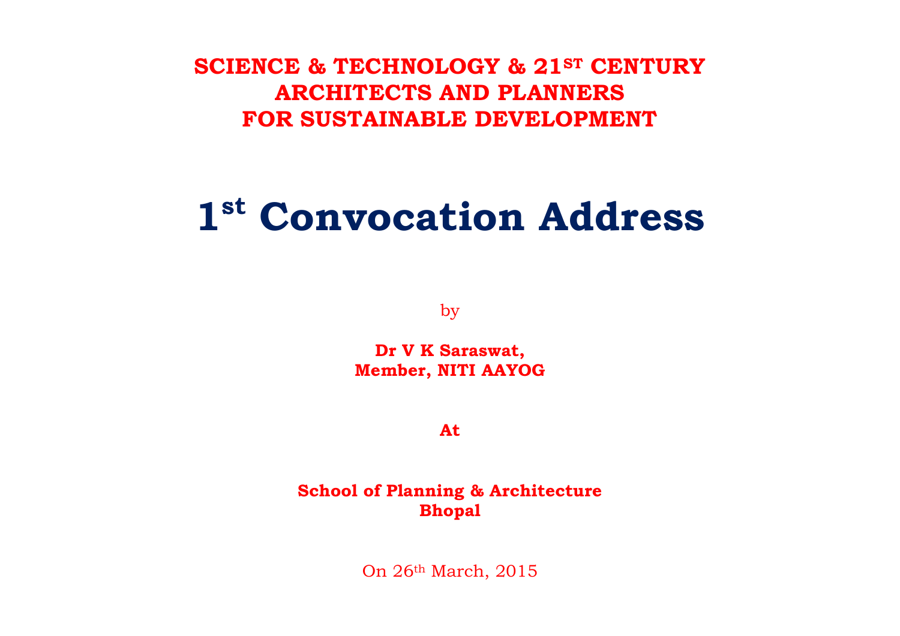# SCIENCE & TECHNOLOGY & 21ST CENTURY ARCHITECTS AND PLANNERS FOR SUSTAINABLE DEVELOPMENT

# 1st Convocation Address

by

**Dr V K Saraswat,**
**Member, NITI AAYOG**

**At**

**School of Planning & Architecture**
**Bhopal**

On 26th March, 2015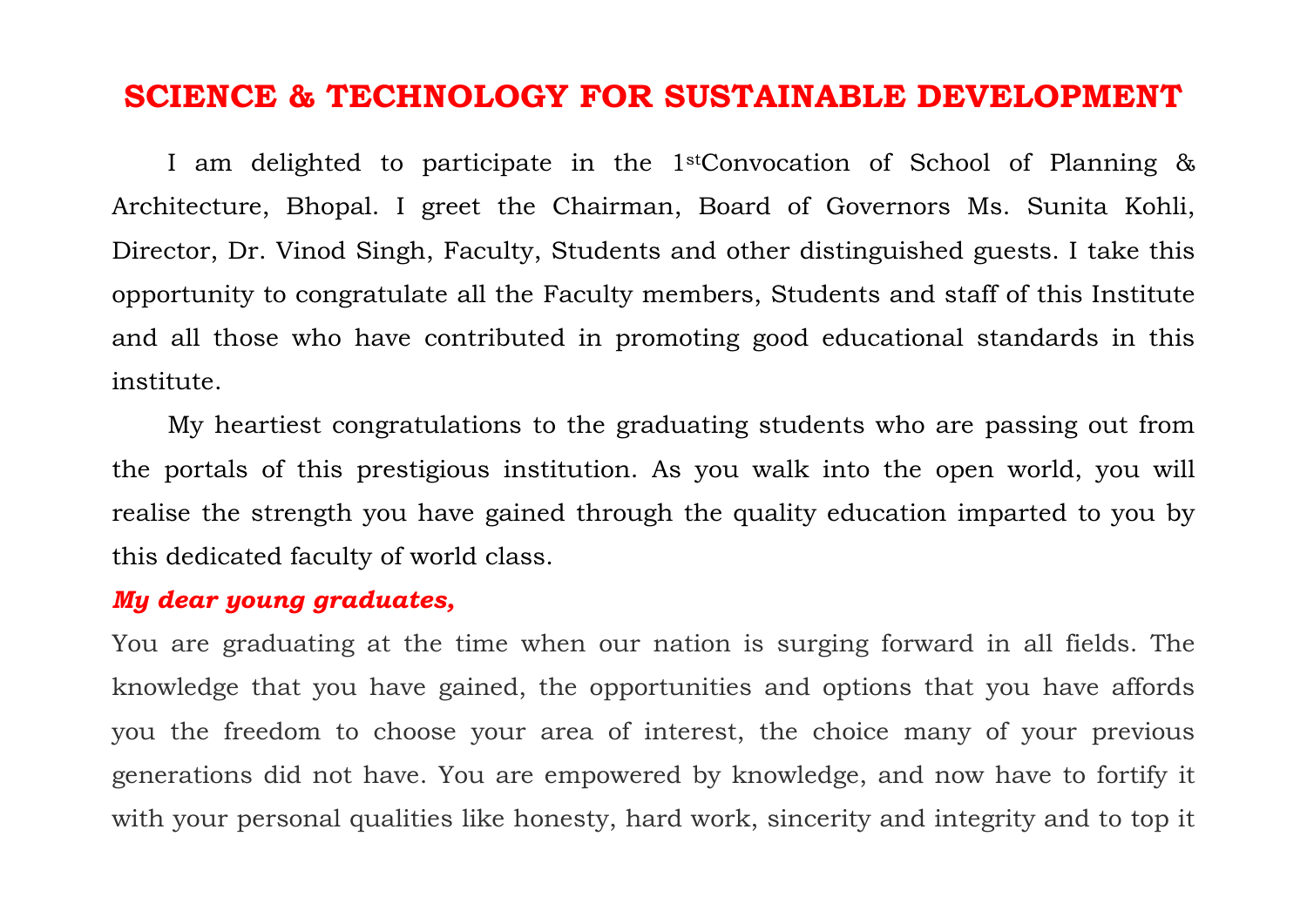# SCIENCE & TECHNOLOGY FOR SUSTAINABLE DEVELOPMENT

I am delighted to participate in the 1st Convocation of School of Planning & Architecture, Bhopal. I greet the Chairman, Board of Governors Ms. Sunita Kohli, Director, Dr. Vinod Singh, Faculty, Students and other distinguished guests. I take this opportunity to congratulate all the Faculty members, Students and staff of this Institute and all those who have contributed in promoting good educational standards in this institute.

My heartiest congratulations to the graduating students who are passing out from the portals of this prestigious institution. As you walk into the open world, you will realise the strength you have gained through the quality education imparted to you by this dedicated faculty of world class.

***My dear young graduates,***

You are graduating at the time when our nation is surging forward in all fields. The knowledge that you have gained, the opportunities and options that you have affords you the freedom to choose your area of interest, the choice many of your previous generations did not have. You are empowered by knowledge, and now have to fortify it with your personal qualities like honesty, hard work, sincerity and integrity and to top it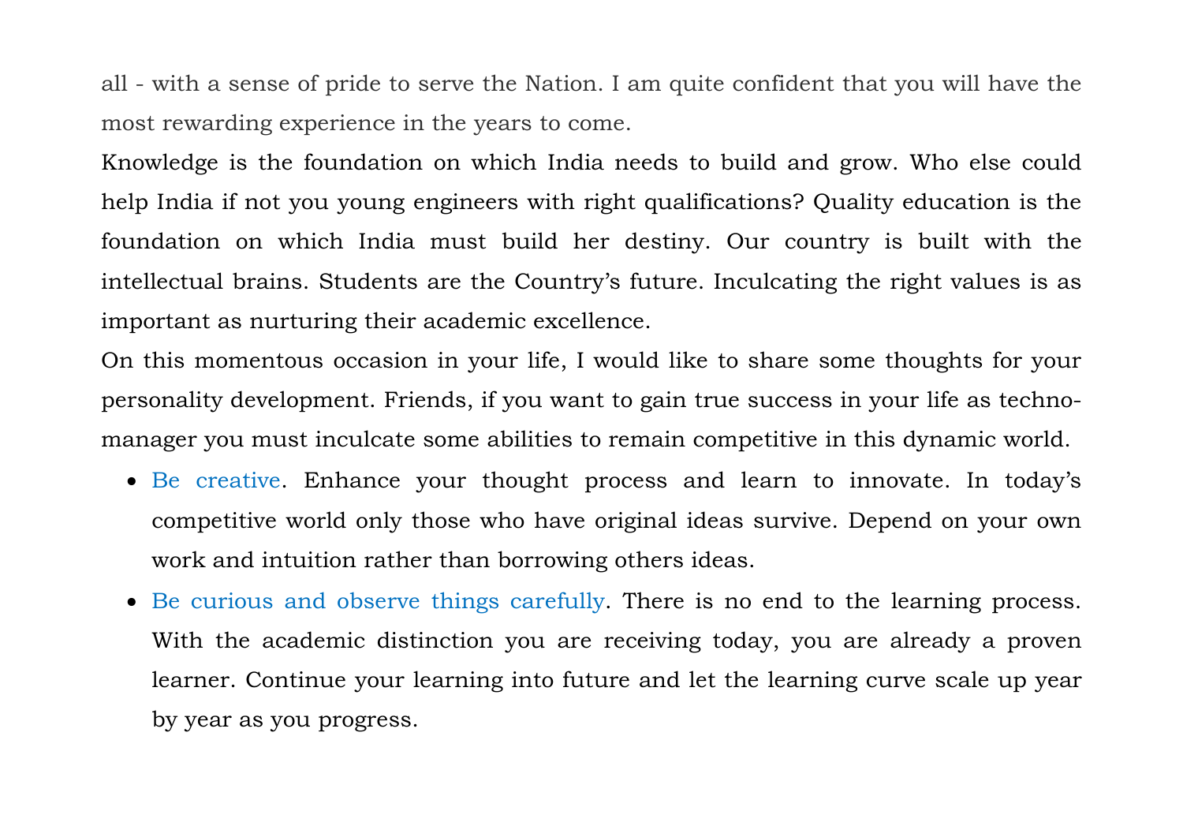all - with a sense of pride to serve the Nation. I am quite confident that you will have the most rewarding experience in the years to come.

Knowledge is the foundation on which India needs to build and grow. Who else could help India if not you young engineers with right qualifications? Quality education is the foundation on which India must build her destiny. Our country is built with the intellectual brains. Students are the Country's future. Inculcating the right values is as important as nurturing their academic excellence.

On this momentous occasion in your life, I would like to share some thoughts for your personality development. Friends, if you want to gain true success in your life as techno-manager you must inculcate some abilities to remain competitive in this dynamic world.

- Be creative. Enhance your thought process and learn to innovate. In today's competitive world only those who have original ideas survive. Depend on your own work and intuition rather than borrowing others ideas.
- Be curious and observe things carefully. There is no end to the learning process. With the academic distinction you are receiving today, you are already a proven learner. Continue your learning into future and let the learning curve scale up year by year as you progress.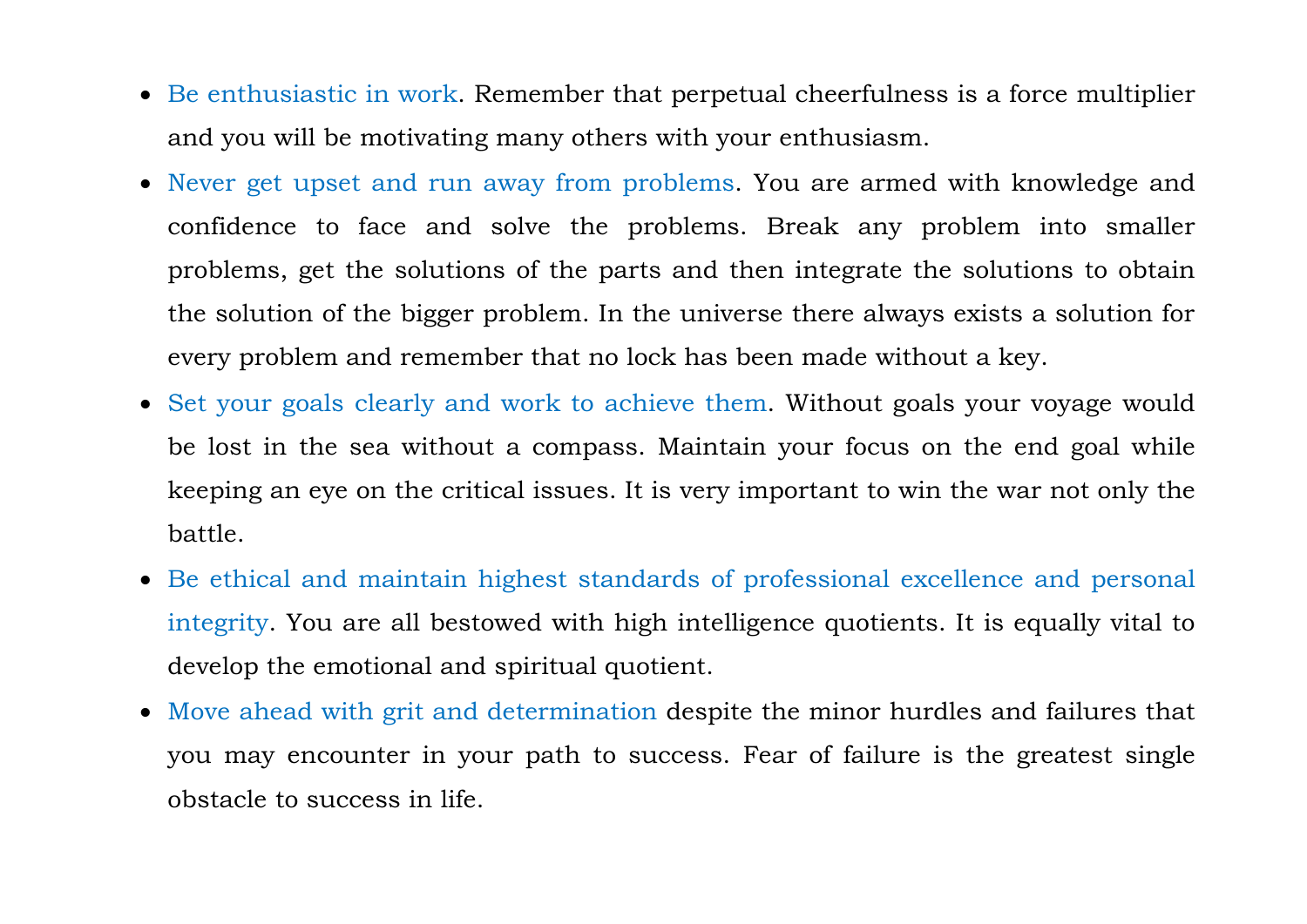- Be enthusiastic in work. Remember that perpetual cheerfulness is a force multiplier and you will be motivating many others with your enthusiasm.
- Never get upset and run away from problems. You are armed with knowledge and confidence to face and solve the problems. Break any problem into smaller problems, get the solutions of the parts and then integrate the solutions to obtain the solution of the bigger problem. In the universe there always exists a solution for every problem and remember that no lock has been made without a key.
- Set your goals clearly and work to achieve them. Without goals your voyage would be lost in the sea without a compass. Maintain your focus on the end goal while keeping an eye on the critical issues. It is very important to win the war not only the battle.
- Be ethical and maintain highest standards of professional excellence and personal integrity. You are all bestowed with high intelligence quotients. It is equally vital to develop the emotional and spiritual quotient.
- Move ahead with grit and determination despite the minor hurdles and failures that you may encounter in your path to success. Fear of failure is the greatest single obstacle to success in life.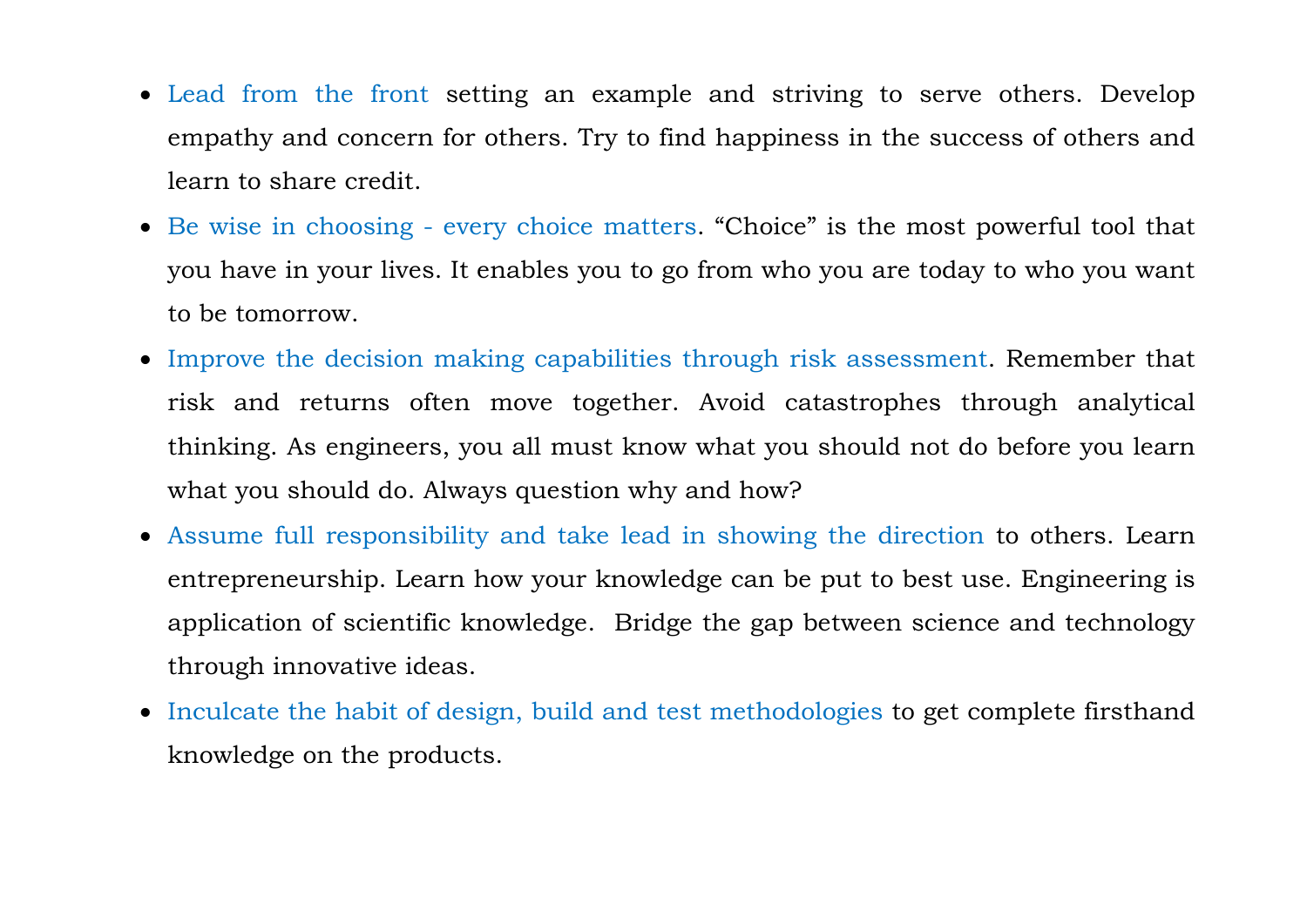- Lead from the front setting an example and striving to serve others. Develop empathy and concern for others. Try to find happiness in the success of others and learn to share credit.
- Be wise in choosing - every choice matters. “Choice” is the most powerful tool that you have in your lives. It enables you to go from who you are today to who you want to be tomorrow.
- Improve the decision making capabilities through risk assessment. Remember that risk and returns often move together. Avoid catastrophes through analytical thinking. As engineers, you all must know what you should not do before you learn what you should do. Always question why and how?
- Assume full responsibility and take lead in showing the direction to others. Learn entrepreneurship. Learn how your knowledge can be put to best use. Engineering is application of scientific knowledge. Bridge the gap between science and technology through innovative ideas.
- Inculcate the habit of design, build and test methodologies to get complete firsthand knowledge on the products.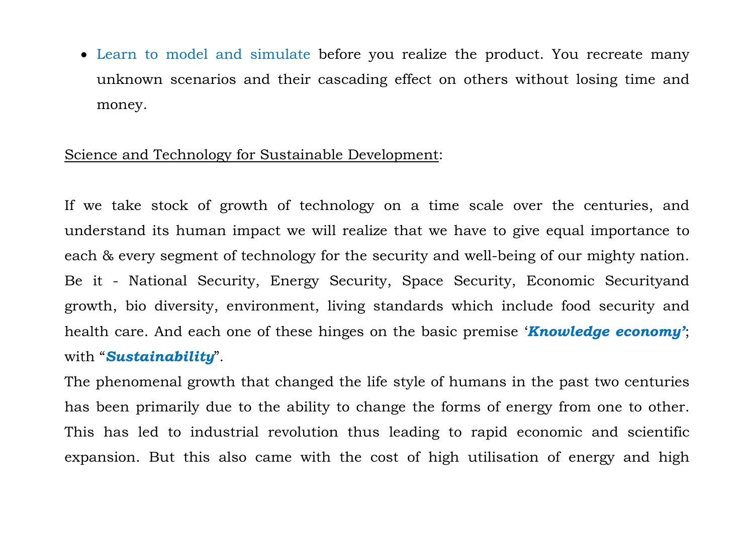- Learn to model and simulate before you realize the product. You recreate many unknown scenarios and their cascading effect on others without losing time and money.

<u>Science and Technology for Sustainable Development</u>:

If we take stock of growth of technology on a time scale over the centuries, and understand its human impact we will realize that we have to give equal importance to each & every segment of technology for the security and well-being of our mighty nation. Be it - National Security, Energy Security, Space Security, Economic Securityand growth, bio diversity, environment, living standards which include food security and health care. And each one of these hinges on the basic premise '***Knowledge economy'***; with "***Sustainability***".

The phenomenal growth that changed the life style of humans in the past two centuries has been primarily due to the ability to change the forms of energy from one to other. This has led to industrial revolution thus leading to rapid economic and scientific expansion. But this also came with the cost of high utilisation of energy and high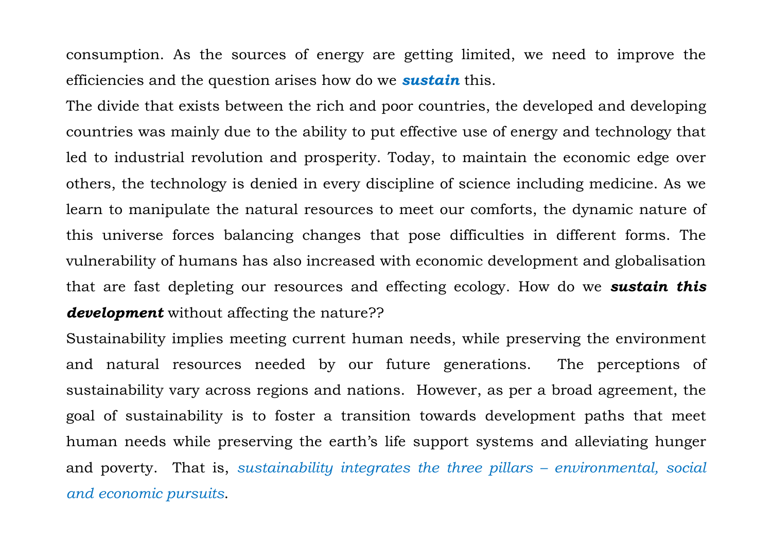consumption. As the sources of energy are getting limited, we need to improve the efficiencies and the question arises how do we ***sustain*** this.

The divide that exists between the rich and poor countries, the developed and developing countries was mainly due to the ability to put effective use of energy and technology that led to industrial revolution and prosperity. Today, to maintain the economic edge over others, the technology is denied in every discipline of science including medicine. As we learn to manipulate the natural resources to meet our comforts, the dynamic nature of this universe forces balancing changes that pose difficulties in different forms. The vulnerability of humans has also increased with economic development and globalisation that are fast depleting our resources and effecting ecology. How do we ***sustain this development*** without affecting the nature??

Sustainability implies meeting current human needs, while preserving the environment and natural resources needed by our future generations.  The perceptions of sustainability vary across regions and nations.  However, as per a broad agreement, the goal of sustainability is to foster a transition towards development paths that meet human needs while preserving the earth's life support systems and alleviating hunger and poverty.  That is, *sustainability integrates the three pillars – environmental, social and economic pursuits*.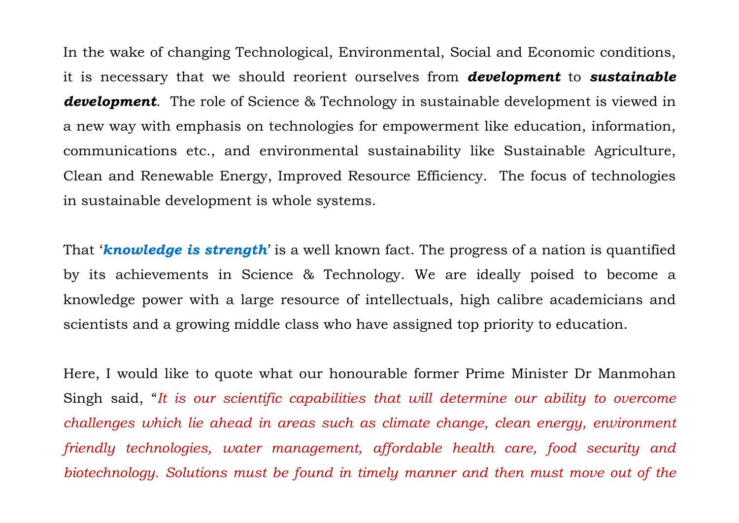In the wake of changing Technological, Environmental, Social and Economic conditions, it is necessary that we should reorient ourselves from ***development*** to ***sustainable development***. The role of Science & Technology in sustainable development is viewed in a new way with emphasis on technologies for empowerment like education, information, communications etc., and environmental sustainability like Sustainable Agriculture, Clean and Renewable Energy, Improved Resource Efficiency. The focus of technologies in sustainable development is whole systems.

That '***knowledge is strength***' is a well known fact. The progress of a nation is quantified by its achievements in Science & Technology. We are ideally poised to become a knowledge power with a large resource of intellectuals, high calibre academicians and scientists and a growing middle class who have assigned top priority to education.

Here, I would like to quote what our honourable former Prime Minister Dr Manmohan Singh said, "*It is our scientific capabilities that will determine our ability to overcome challenges which lie ahead in areas such as climate change, clean energy, environment friendly technologies, water management, affordable health care, food security and biotechnology. Solutions must be found in timely manner and then must move out of the*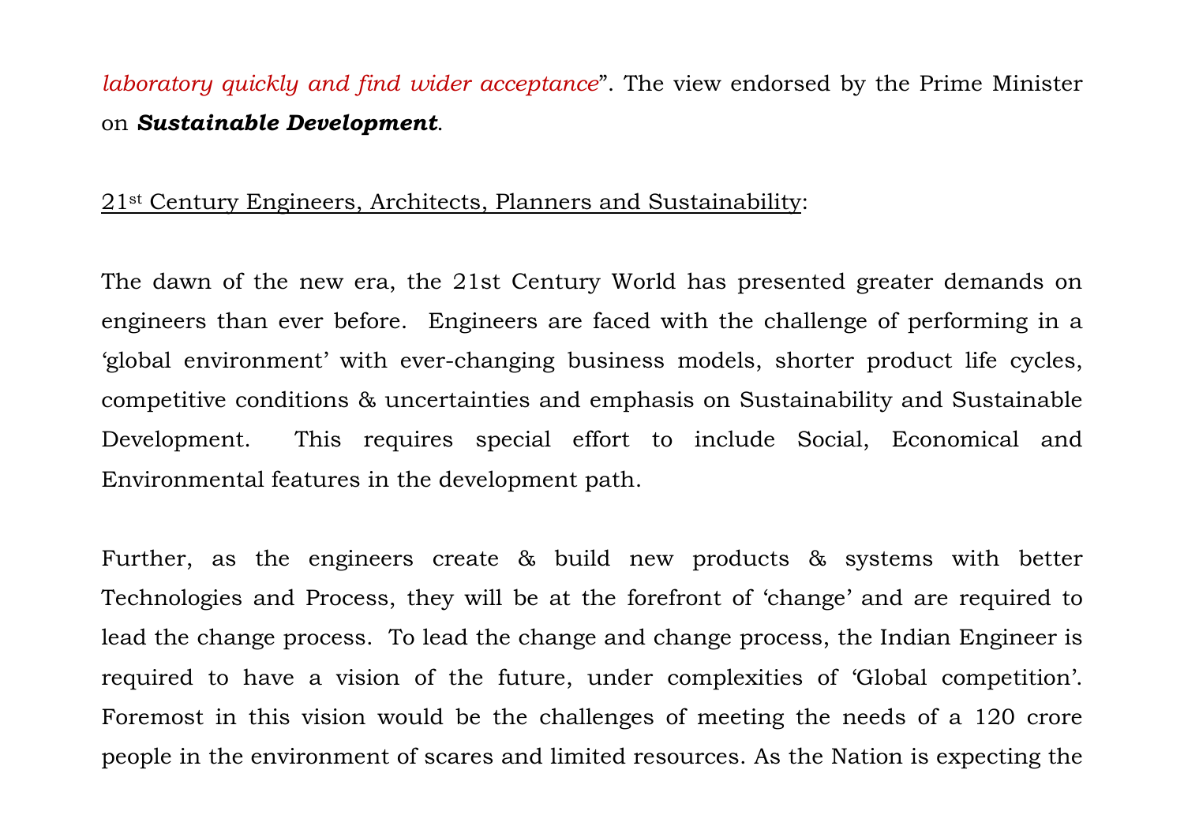*laboratory quickly and find wider acceptance*". The view endorsed by the Prime Minister on ***Sustainable Development***.

21st Century Engineers, Architects, Planners and Sustainability:

The dawn of the new era, the 21st Century World has presented greater demands on engineers than ever before. Engineers are faced with the challenge of performing in a 'global environment' with ever-changing business models, shorter product life cycles, competitive conditions & uncertainties and emphasis on Sustainability and Sustainable Development. This requires special effort to include Social, Economical and Environmental features in the development path.

Further, as the engineers create & build new products & systems with better Technologies and Process, they will be at the forefront of 'change' and are required to lead the change process. To lead the change and change process, the Indian Engineer is required to have a vision of the future, under complexities of 'Global competition'. Foremost in this vision would be the challenges of meeting the needs of a 120 crore people in the environment of scares and limited resources. As the Nation is expecting the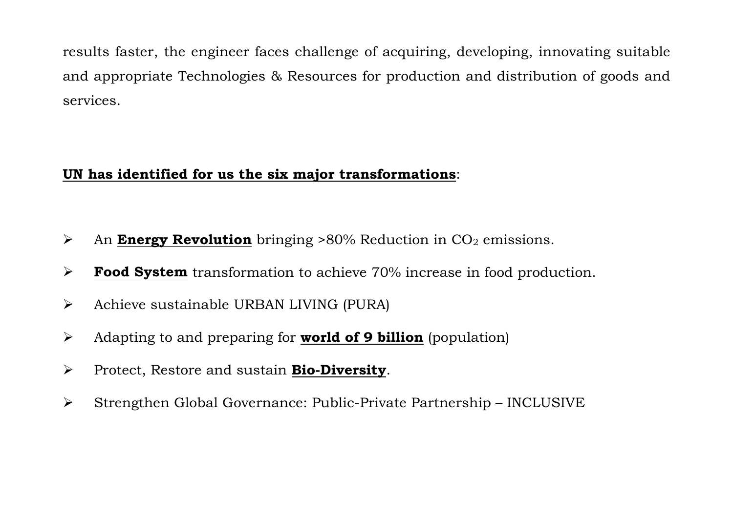results faster, the engineer faces challenge of acquiring, developing, innovating suitable and appropriate Technologies & Resources for production and distribution of goods and services.

**UN has identified for us the six major transformations**:

- An **Energy Revolution** bringing >80% Reduction in $CO_2$ emissions.
- **Food System** transformation to achieve 70% increase in food production.
- Achieve sustainable URBAN LIVING (PURA)
- Adapting to and preparing for **world of 9 billion** (population)
- Protect, Restore and sustain **Bio-Diversity**.
- Strengthen Global Governance: Public-Private Partnership – INCLUSIVE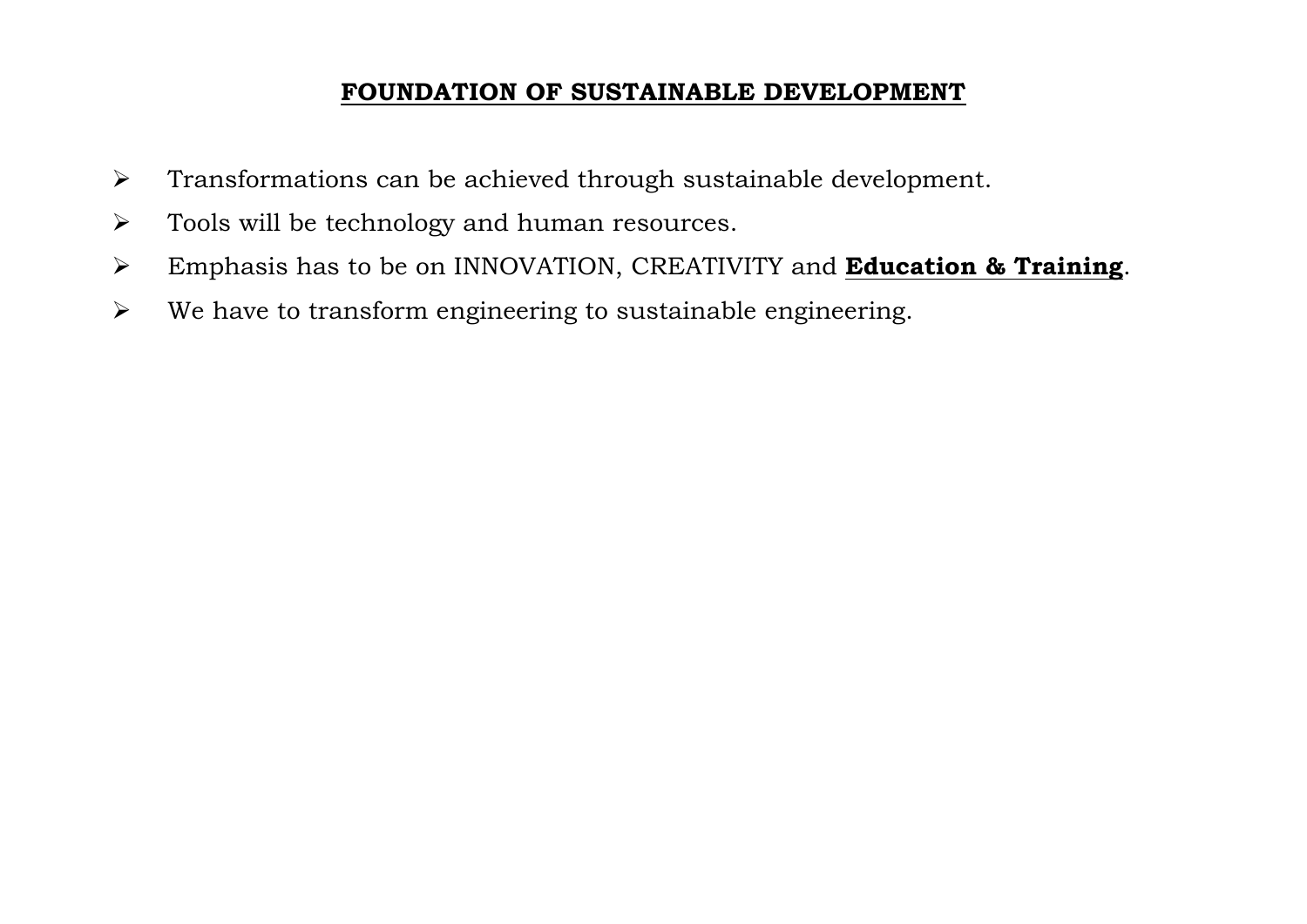## **FOUNDATION OF SUSTAINABLE DEVELOPMENT**

- Transformations can be achieved through sustainable development.
- Tools will be technology and human resources.
- Emphasis has to be on INNOVATION, CREATIVITY and **Education & Training**.
- We have to transform engineering to sustainable engineering.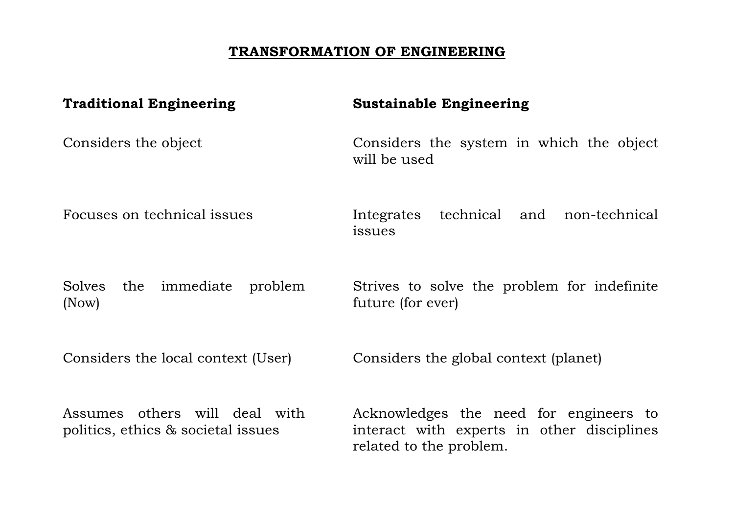# TRANSFORMATION OF ENGINEERING

| **Traditional Engineering** | **Sustainable Engineering** |
|---|---|
| Considers the object | Considers the system in which the object will be used |
| Focuses on technical issues | Integrates technical and non-technical issues |
| Solves the immediate problem (Now) | Strives to solve the problem for indefinite future (for ever) |
| Considers the local context (User) | Considers the global context (planet) |
| Assumes others will deal with politics, ethics & societal issues | Acknowledges the need for engineers to interact with experts in other disciplines related to the problem. |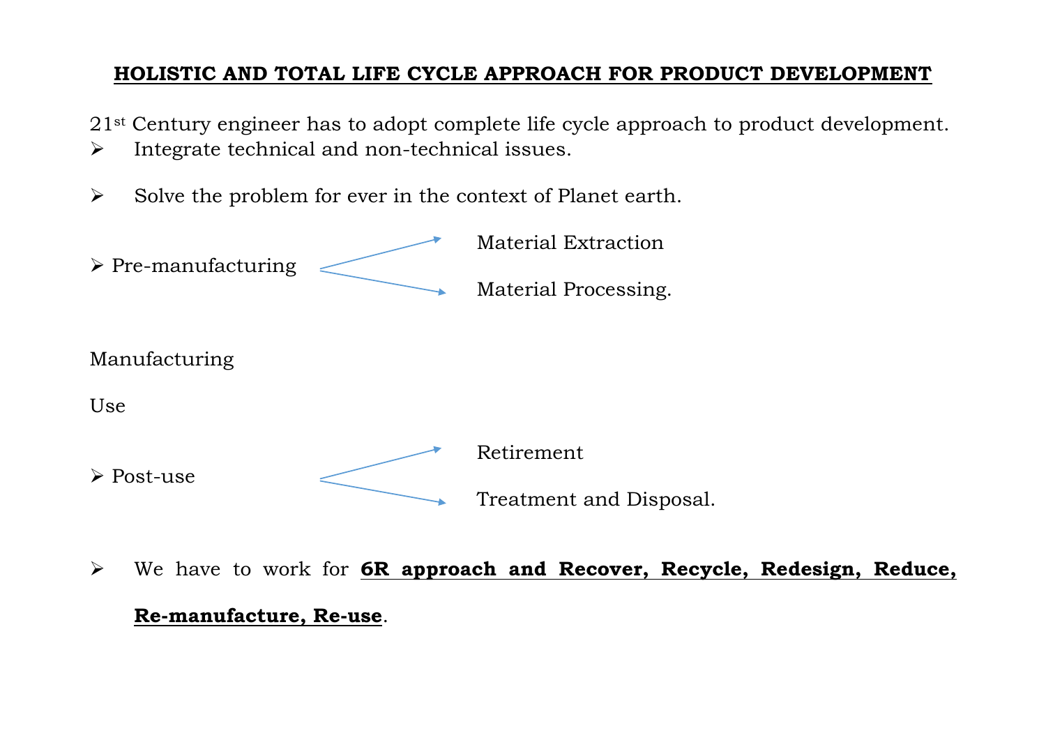## HOLISTIC AND TOTAL LIFE CYCLE APPROACH FOR PRODUCT DEVELOPMENT

21st Century engineer has to adopt complete life cycle approach to product development.

- Integrate technical and non-technical issues.
- Solve the problem for ever in the context of Planet earth.
- Pre-manufacturing → Material Extraction, Material Processing.

Manufacturing

Use

- Post-use → Retirement, Treatment and Disposal.
- We have to work for **6R approach and Recover, Recycle, Redesign, Reduce, Re-manufacture, Re-use**.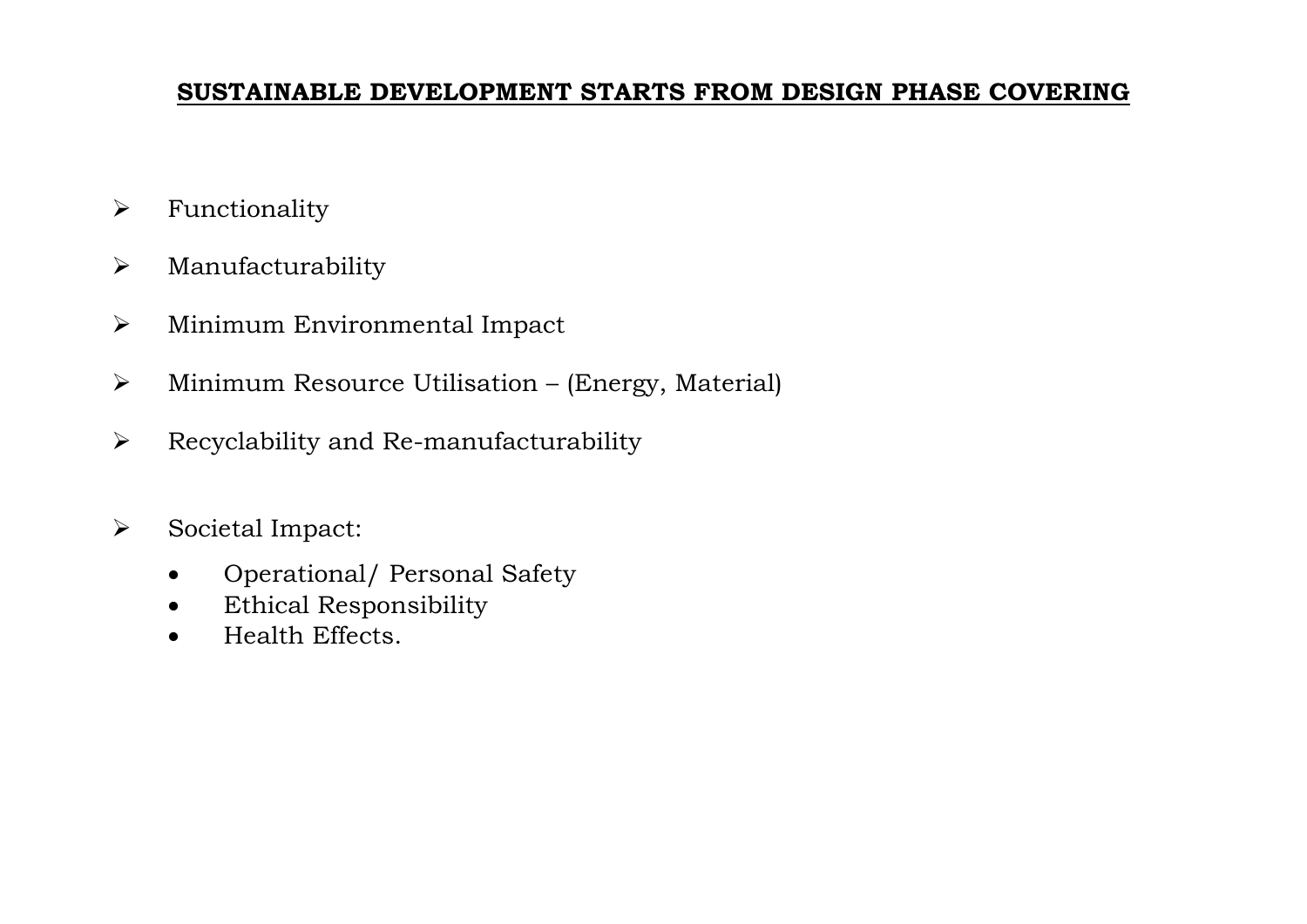## **SUSTAINABLE DEVELOPMENT STARTS FROM DESIGN PHASE COVERING**

- Functionality
- Manufacturability
- Minimum Environmental Impact
- Minimum Resource Utilisation – (Energy, Material)
- Recyclability and Re-manufacturability
- Societal Impact:
    - Operational/ Personal Safety
    - Ethical Responsibility
    - Health Effects.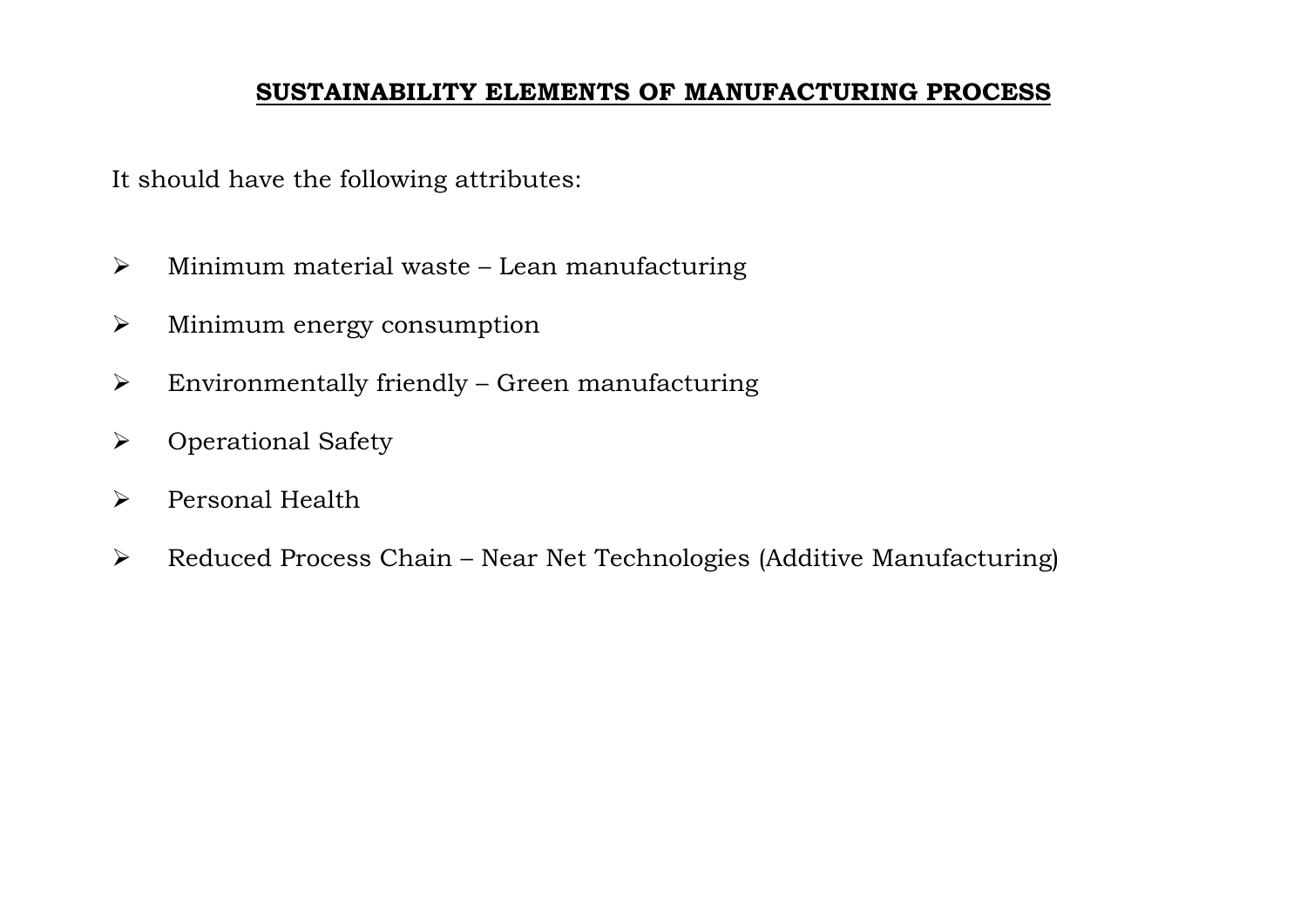## **SUSTAINABILITY ELEMENTS OF MANUFACTURING PROCESS**

It should have the following attributes:

- Minimum material waste – Lean manufacturing
- Minimum energy consumption
- Environmentally friendly – Green manufacturing
- Operational Safety
- Personal Health
- Reduced Process Chain – Near Net Technologies (Additive Manufacturing)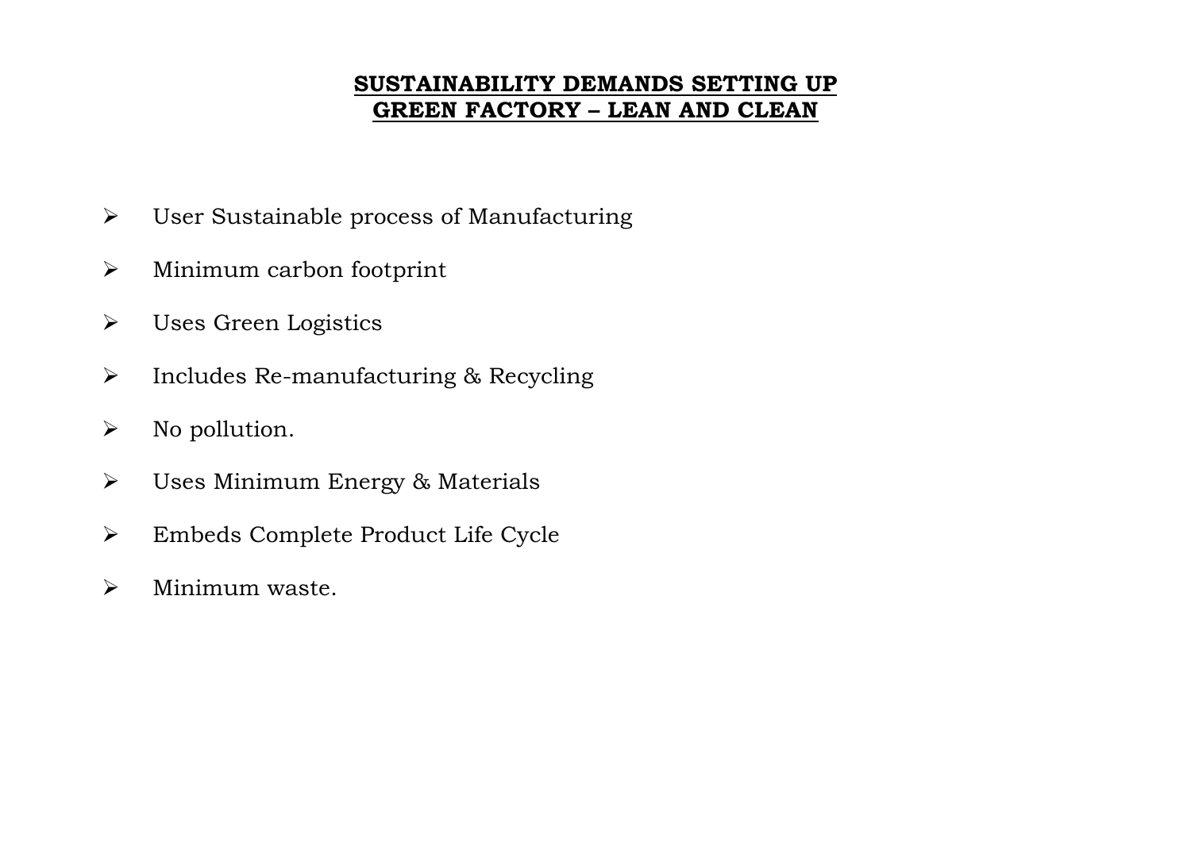## SUSTAINABILITY DEMANDS SETTING UP GREEN FACTORY – LEAN AND CLEAN

- User Sustainable process of Manufacturing
- Minimum carbon footprint
- Uses Green Logistics
- Includes Re-manufacturing & Recycling
- No pollution.
- Uses Minimum Energy & Materials
- Embeds Complete Product Life Cycle
- Minimum waste.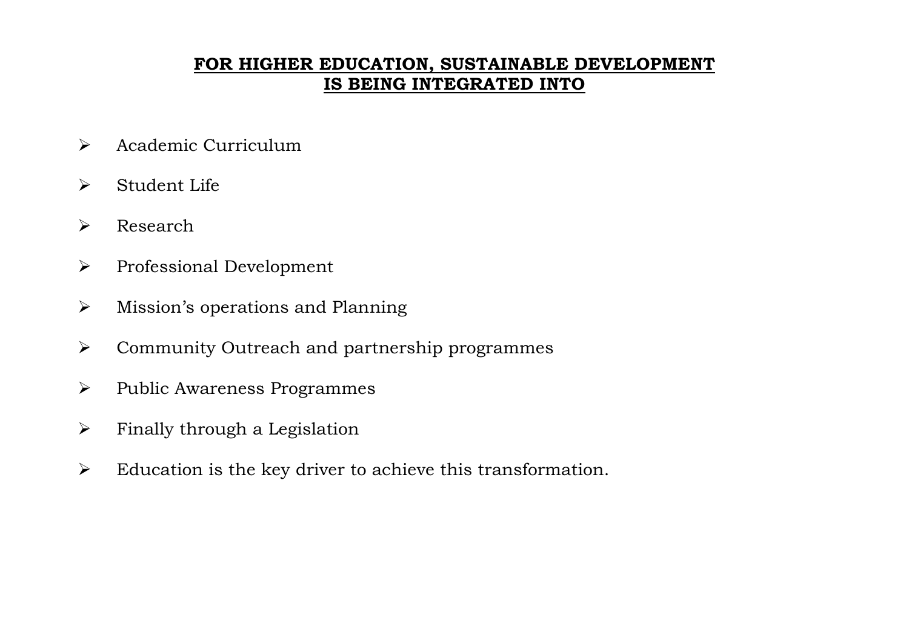## **FOR HIGHER EDUCATION, SUSTAINABLE DEVELOPMENT IS BEING INTEGRATED INTO**

- Academic Curriculum
- Student Life
- Research
- Professional Development
- Mission's operations and Planning
- Community Outreach and partnership programmes
- Public Awareness Programmes
- Finally through a Legislation
- Education is the key driver to achieve this transformation.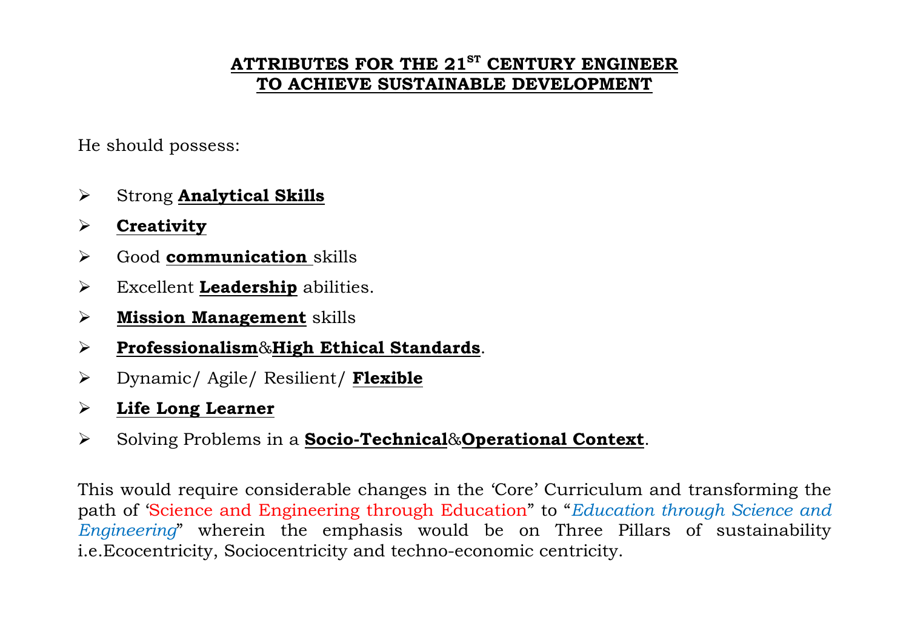# ATTRIBUTES FOR THE 21ST CENTURY ENGINEER TO ACHIEVE SUSTAINABLE DEVELOPMENT

He should possess:

- Strong **Analytical Skills**
- **Creativity**
- Good **communication** skills
- Excellent **Leadership** abilities.
- **Mission Management** skills
- **Professionalism**&**High Ethical Standards**.
- Dynamic/ Agile/ Resilient/ **Flexible**
- **Life Long Learner**
- Solving Problems in a **Socio-Technical**&**Operational Context**.

This would require considerable changes in the 'Core' Curriculum and transforming the path of 'Science and Engineering through Education" to "*Education through Science and Engineering*" wherein the emphasis would be on Three Pillars of sustainability i.e.Ecocentricity, Sociocentricity and techno-economic centricity.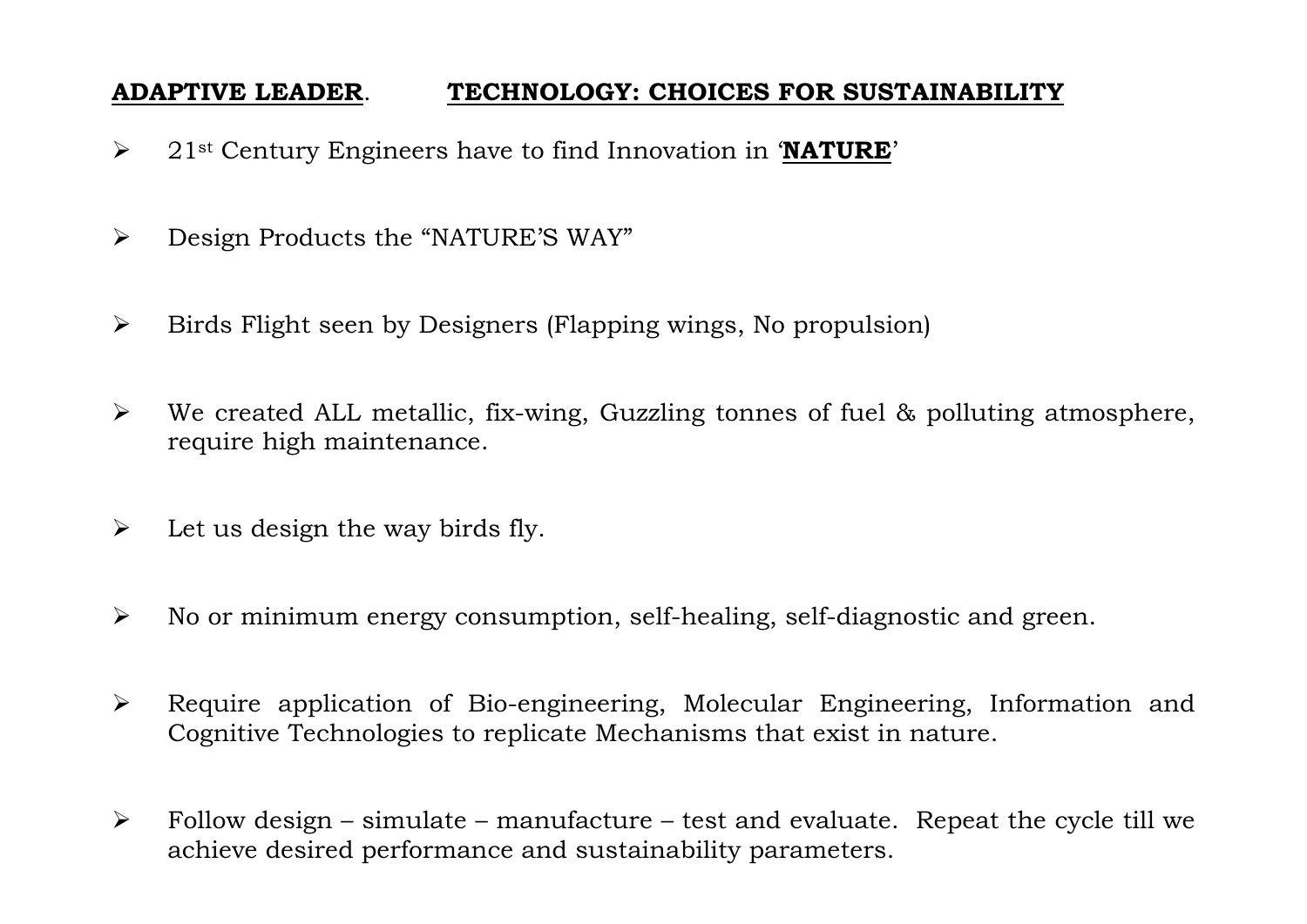**ADAPTIVE LEADER**. **TECHNOLOGY: CHOICES FOR SUSTAINABILITY**

- 21st Century Engineers have to find Innovation in '**NATURE**'
- Design Products the "NATURE'S WAY"
- Birds Flight seen by Designers (Flapping wings, No propulsion)
- We created ALL metallic, fix-wing, Guzzling tonnes of fuel & polluting atmosphere, require high maintenance.
- Let us design the way birds fly.
- No or minimum energy consumption, self-healing, self-diagnostic and green.
- Require application of Bio-engineering, Molecular Engineering, Information and Cognitive Technologies to replicate Mechanisms that exist in nature.
- Follow design – simulate – manufacture – test and evaluate. Repeat the cycle till we achieve desired performance and sustainability parameters.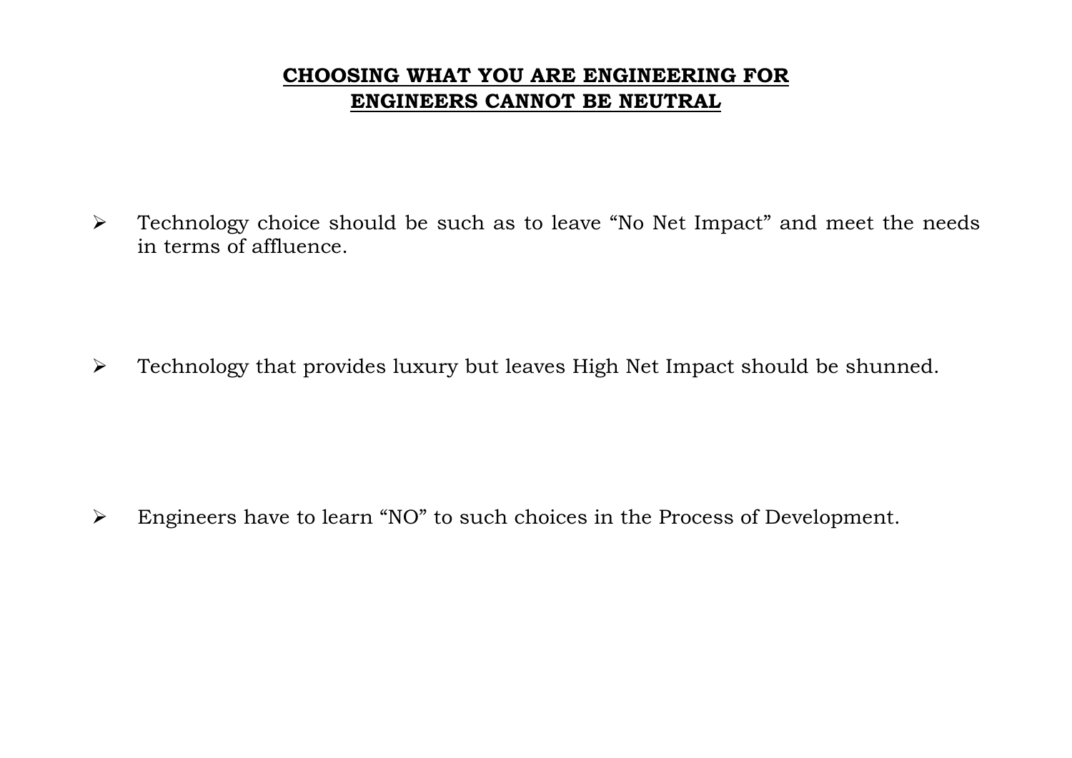## CHOOSING WHAT YOU ARE ENGINEERING FOR
## ENGINEERS CANNOT BE NEUTRAL

- Technology choice should be such as to leave "No Net Impact" and meet the needs in terms of affluence.

- Technology that provides luxury but leaves High Net Impact should be shunned.

- Engineers have to learn "NO" to such choices in the Process of Development.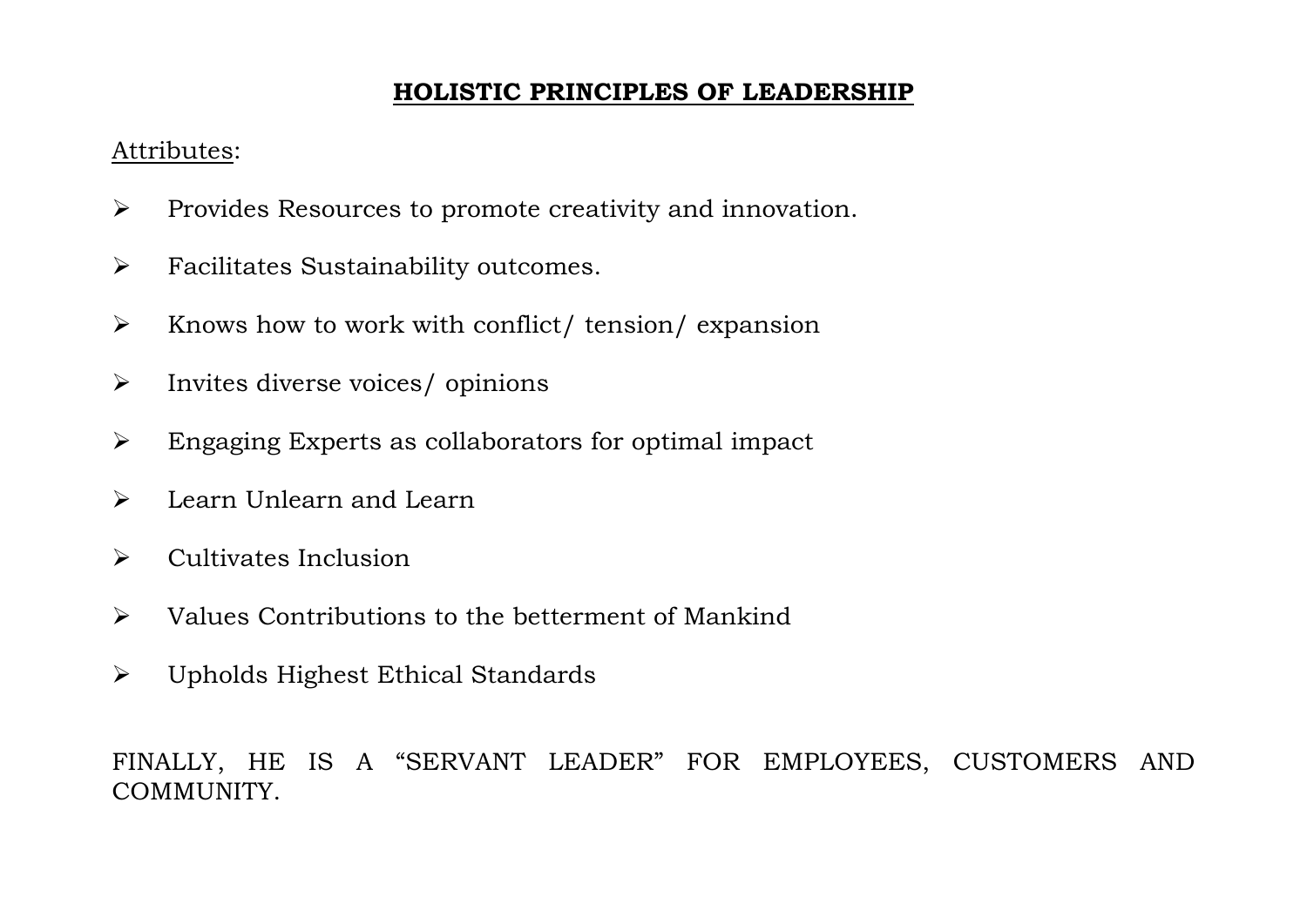## **HOLISTIC PRINCIPLES OF LEADERSHIP**

Attributes:

- Provides Resources to promote creativity and innovation.
- Facilitates Sustainability outcomes.
- Knows how to work with conflict/ tension/ expansion
- Invites diverse voices/ opinions
- Engaging Experts as collaborators for optimal impact
- Learn Unlearn and Learn
- Cultivates Inclusion
- Values Contributions to the betterment of Mankind
- Upholds Highest Ethical Standards

FINALLY, HE IS A "SERVANT LEADER" FOR EMPLOYEES, CUSTOMERS AND COMMUNITY.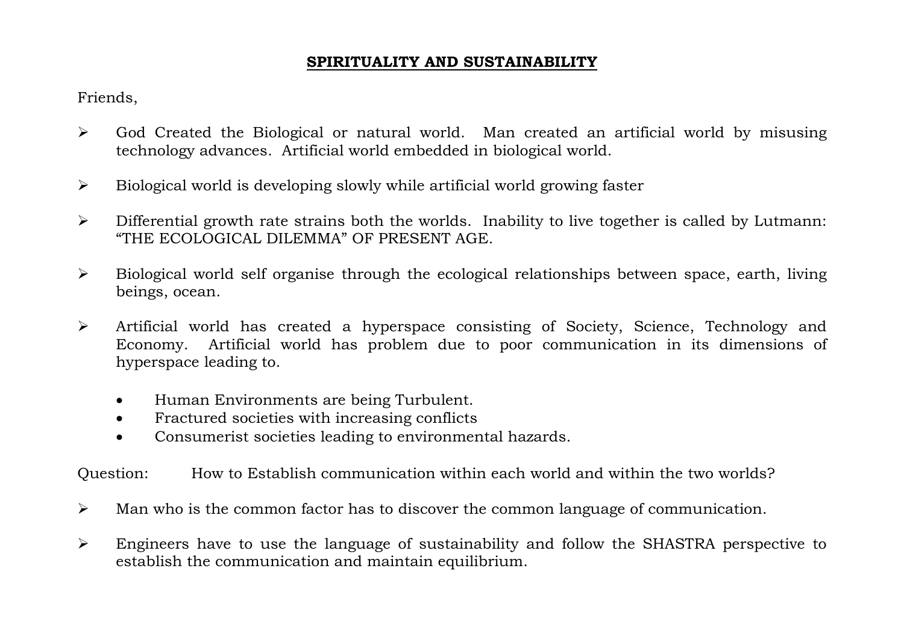## SPIRITUALITY AND SUSTAINABILITY

Friends,

- God Created the Biological or natural world. Man created an artificial world by misusing technology advances. Artificial world embedded in biological world.

- Biological world is developing slowly while artificial world growing faster

- Differential growth rate strains both the worlds. Inability to live together is called by Lutmann: "THE ECOLOGICAL DILEMMA" OF PRESENT AGE.

- Biological world self organise through the ecological relationships between space, earth, living beings, ocean.

- Artificial world has created a hyperspace consisting of Society, Science, Technology and Economy. Artificial world has problem due to poor communication in its dimensions of hyperspace leading to.

    - Human Environments are being Turbulent.
    - Fractured societies with increasing conflicts
    - Consumerist societies leading to environmental hazards.

Question: How to Establish communication within each world and within the two worlds?

- Man who is the common factor has to discover the common language of communication.

- Engineers have to use the language of sustainability and follow the SHASTRA perspective to establish the communication and maintain equilibrium.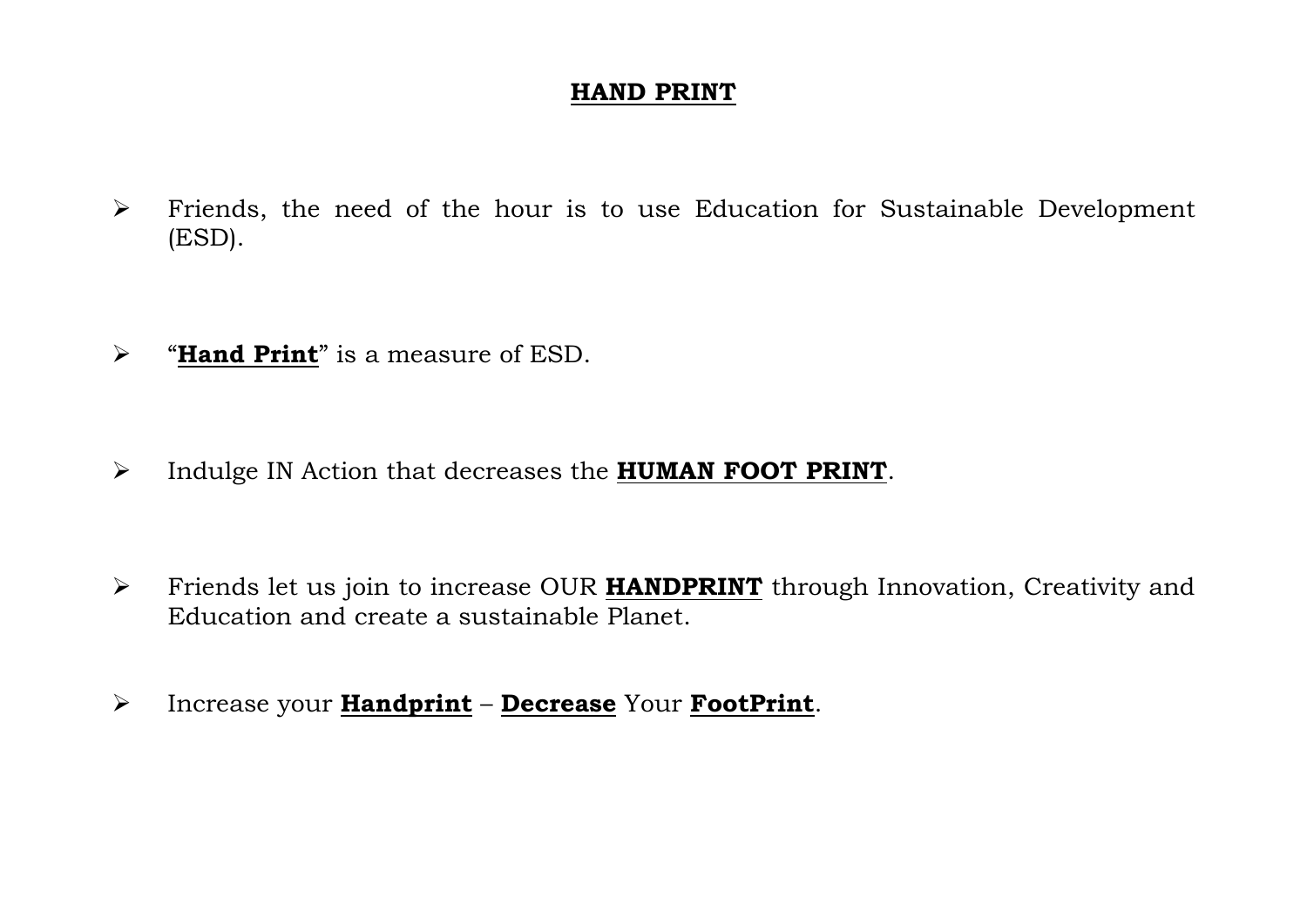# HAND PRINT

- Friends, the need of the hour is to use Education for Sustainable Development (ESD).

- "**Hand Print**" is a measure of ESD.

- Indulge IN Action that decreases the **HUMAN FOOT PRINT**.

- Friends let us join to increase OUR **HANDPRINT** through Innovation, Creativity and Education and create a sustainable Planet.

- Increase your **Handprint** – **Decrease** Your **FootPrint**.